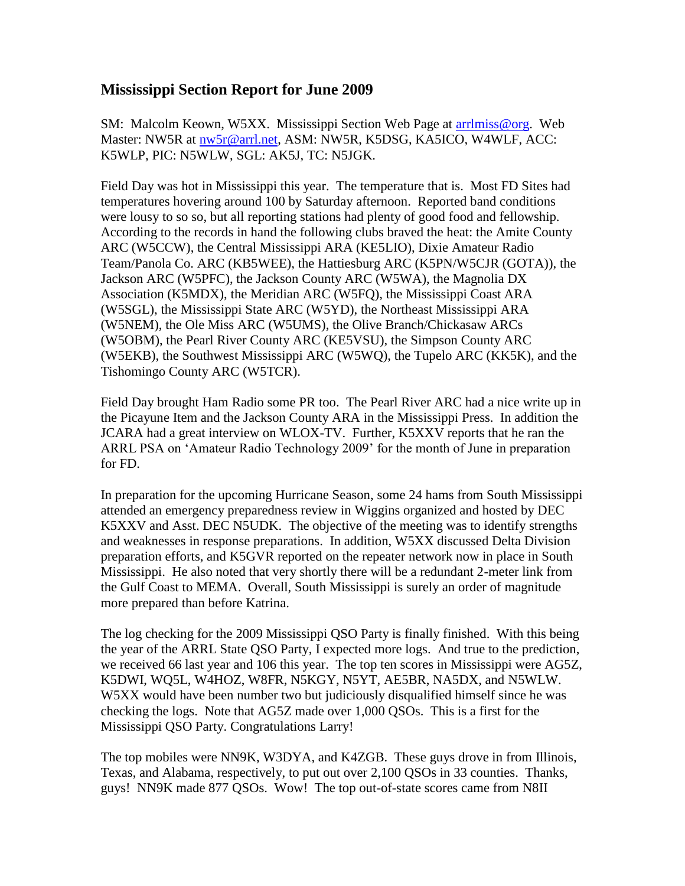## Mississippi Section Report for June 2009

SM: Malcolm Keown, W5XX. Mississippi Section Web Page at arrlmiss@org. Web Master: NW5R at nw5r@arrl.net, ASM: NW5R, K5DSG, KA5ICO, W4WLF, ACC: K5WLP, PIC: N5WLW, SGL: AK5J, TC: N5JGK.

Field Day was hot in Mississippi this year. The temperature that is. Most FD Sites had temperatures hovering around 100 by Saturday afternoon. Reported band conditions were lousy to so so, but all reporting stations had plenty of good food and fellowship. According to the records in hand the following clubs braved the heat: the Amite County ARC (W5CCW), the Central Mississippi ARA (KE5LIO), Dixie Amateur Radio Team/Panola Co. ARC (KB5WEE), the Hattiesburg ARC (K5PN/W5CJR (GOTA)), the Jackson ARC (W5PFC), the Jackson County ARC (W5WA), the Magnolia DX Association (K5MDX), the Meridian ARC (W5FQ), the Mississippi Coast ARA (W5SGL), the Mississippi State ARC (W5YD), the Northeast Mississippi ARA (W5NEM), the Ole Miss ARC (W5UMS), the Olive Branch/Chickasaw ARCs (W5OBM), the Pearl River County ARC (KE5VSU), the Simpson County ARC (W5EKB), the Southwest Mississippi ARC (W5WQ), the Tupelo ARC (KK5K), and the Tishomingo County ARC (W5TCR).

Field Day brought Ham Radio some PR too. The Pearl River ARC had a nice write up in the Picayune Item and the Jackson County ARA in the Mississippi Press. In addition the JCARA had a great interview on WLOX-TV. Further, K5XXV reports that he ran the ARRL PSA on 'Amateur Radio Technology 2009' for the month of June in preparation for FD.

In preparation for the upcoming Hurricane Season, some 24 hams from South Mississippi attended an emergency preparedness review in Wiggins organized and hosted by DEC K5XXV and Asst. DEC N5UDK. The objective of the meeting was to identify strengths and weaknesses in response preparations. In addition, W5XX discussed Delta Division preparation efforts, and K5GVR reported on the repeater network now in place in South Mississippi. He also noted that very shortly there will be a redundant 2-meter link from the Gulf Coast to MEMA. Overall, South Mississippi is surely an order of magnitude more prepared than before Katrina.

The log checking for the 2009 Mississippi QSO Party is finally finished. With this being the year of the ARRL State QSO Party, I expected more logs. And true to the prediction, we received 66 last year and 106 this year. The top ten scores in Mississippi were AG5Z, K5DWI, WQ5L, W4HOZ, W8FR, N5KGY, N5YT, AE5BR, NA5DX, and N5WLW. W5XX would have been number two but judiciously disqualified himself since he was checking the logs. Note that AG5Z made over 1,000 QSOs. This is a first for the Mississippi QSO Party. Congratulations Larry!

The top mobiles were NN9K, W3DYA, and K4ZGB. These guys drove in from Illinois, Texas, and Alabama, respectively, to put out over 2,100 QSOs in 33 counties. Thanks, guys! NN9K made 877 QSOs. Wow! The top out-of-state scores came from N8II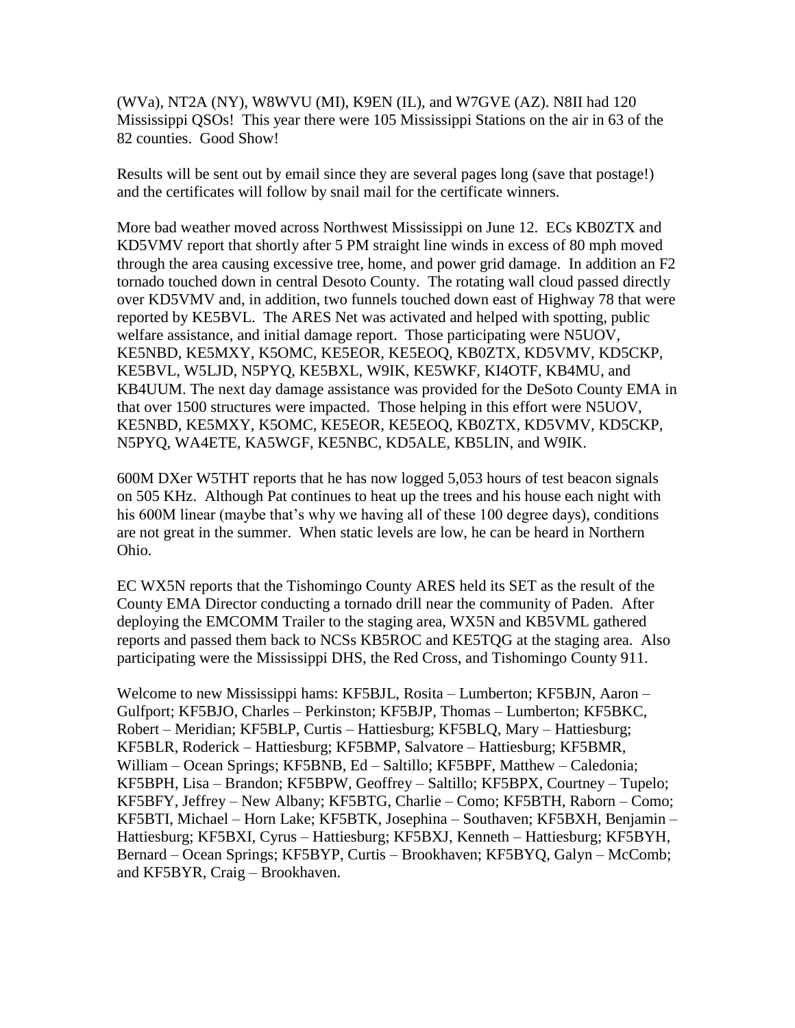(WVa), NT2A (NY), W8WVU (MI), K9EN (IL), and W7GVE (AZ). N8II had 120 Mississippi QSOs! This year there were 105 Mississippi Stations on the air in 63 of the 82 counties. Good Show!

Results will be sent out by email since they are several pages long (save that postage!) and the certificates will follow by snail mail for the certificate winners.

More bad weather moved across Northwest Mississippi on June 12. ECs KB0ZTX and KD5VMV report that shortly after 5 PM straight line winds in excess of 80 mph moved through the area causing excessive tree, home, and power grid damage. In addition an F2 tornado touched down in central Desoto County. The rotating wall cloud passed directly over KD5VMV and, in addition, two funnels touched down east of Highway 78 that were reported by KE5BVL. The ARES Net was activated and helped with spotting, public welfare assistance, and initial damage report. Those participating were N5UOV, KE5NBD, KE5MXY, K5OMC, KE5EOR, KE5EOQ, KB0ZTX, KD5VMV, KD5CKP, KE5BVL, W5LJD, N5PYQ, KE5BXL, W9IK, KE5WKF, KI4OTF, KB4MU, and KB4UUM. The next day damage assistance was provided for the DeSoto County EMA in that over 1500 structures were impacted. Those helping in this effort were N5UOV, KE5NBD, KE5MXY, K5OMC, KE5EOR, KE5EOQ, KB0ZTX, KD5VMV, KD5CKP, N5PYQ, WA4ETE, KA5WGF, KE5NBC, KD5ALE, KB5LIN, and W9IK.

600M DXer W5THT reports that he has now logged 5,053 hours of test beacon signals on 505 KHz. Although Pat continues to heat up the trees and his house each night with his 600M linear (maybe that's why we having all of these 100 degree days), conditions are not great in the summer. When static levels are low, he can be heard in Northern Ohio.

EC WX5N reports that the Tishomingo County ARES held its SET as the result of the County EMA Director conducting a tornado drill near the community of Paden. After deploying the EMCOMM Trailer to the staging area, WX5N and KB5VML gathered reports and passed them back to NCSs KB5ROC and KE5TQG at the staging area. Also participating were the Mississippi DHS, the Red Cross, and Tishomingo County 911.

Welcome to new Mississippi hams: KF5BJL, Rosita – Lumberton; KF5BJN, Aaron – Gulfport; KF5BJO, Charles – Perkinston; KF5BJP, Thomas – Lumberton; KF5BKC, Robert – Meridian; KF5BLP, Curtis – Hattiesburg; KF5BLQ, Mary – Hattiesburg; KF5BLR, Roderick – Hattiesburg; KF5BMP, Salvatore – Hattiesburg; KF5BMR, William – Ocean Springs; KF5BNB, Ed – Saltillo; KF5BPF, Matthew – Caledonia; KF5BPH, Lisa – Brandon; KF5BPW, Geoffrey – Saltillo; KF5BPX, Courtney – Tupelo; KF5BFY, Jeffrey – New Albany; KF5BTG, Charlie – Como; KF5BTH, Raborn – Como; KF5BTI, Michael – Horn Lake; KF5BTK, Josephina – Southaven; KF5BXH, Benjamin – Hattiesburg; KF5BXI, Cyrus – Hattiesburg; KF5BXJ, Kenneth – Hattiesburg; KF5BYH, Bernard – Ocean Springs; KF5BYP, Curtis – Brookhaven; KF5BYQ, Galyn – McComb; and KF5BYR, Craig – Brookhaven.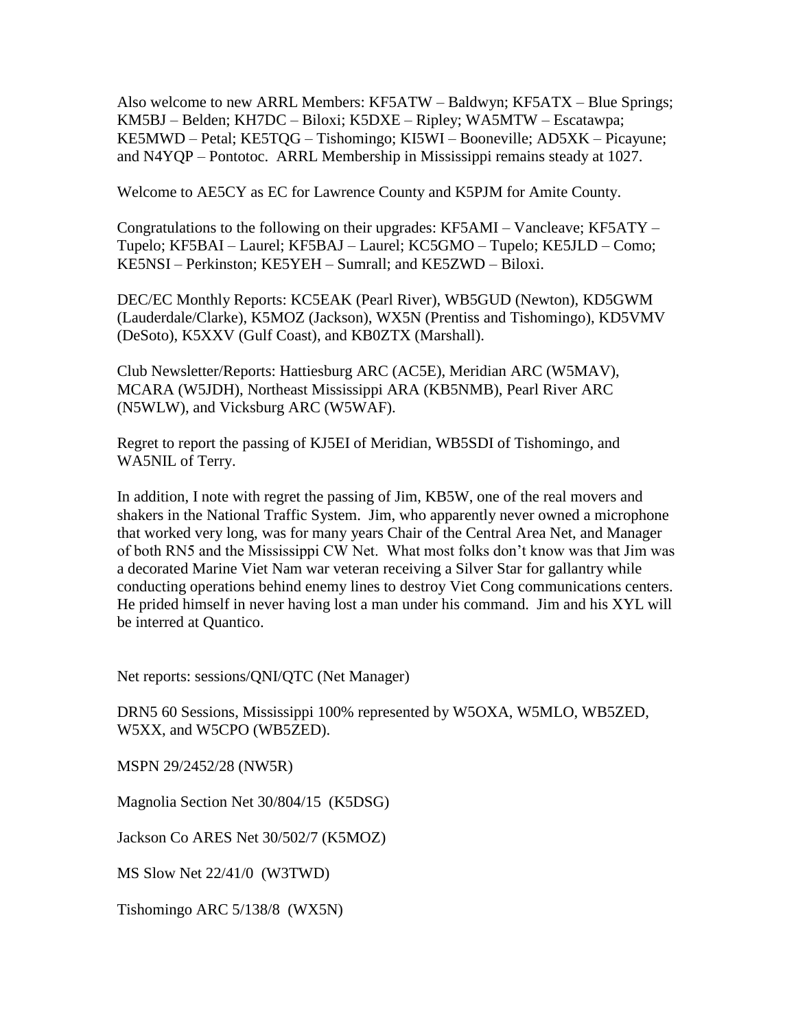Also welcome to new ARRL Members: KF5ATW – Baldwyn; KF5ATX – Blue Springs; KM5BJ – Belden; KH7DC – Biloxi; K5DXE – Ripley; WA5MTW – Escatawpa; KE5MWD – Petal; KE5TQG – Tishomingo; KI5WI – Booneville; AD5XK – Picayune; and N4YQP – Pontotoc. ARRL Membership in Mississippi remains steady at 1027.

Welcome to AE5CY as EC for Lawrence County and K5PJM for Amite County.

Congratulations to the following on their upgrades: KF5AMI – Vancleave; KF5ATY – Tupelo; KF5BAI – Laurel; KF5BAJ – Laurel; KC5GMO – Tupelo; KE5JLD – Como; KE5NSI – Perkinston; KE5YEH – Sumrall; and KE5ZWD – Biloxi.

DEC/EC Monthly Reports: KC5EAK (Pearl River), WB5GUD (Newton), KD5GWM (Lauderdale/Clarke), K5MOZ (Jackson), WX5N (Prentiss and Tishomingo), KD5VMV (DeSoto), K5XXV (Gulf Coast), and KB0ZTX (Marshall).

Club Newsletter/Reports: Hattiesburg ARC (AC5E), Meridian ARC (W5MAV), MCARA (W5JDH), Northeast Mississippi ARA (KB5NMB), Pearl River ARC (N5WLW), and Vicksburg ARC (W5WAF).

Regret to report the passing of KJ5EI of Meridian, WB5SDI of Tishomingo, and WA5NIL of Terry.

In addition, I note with regret the passing of Jim, KB5W, one of the real movers and shakers in the National Traffic System. Jim, who apparently never owned a microphone that worked very long, was for many years Chair of the Central Area Net, and Manager of both RN5 and the Mississippi CW Net. What most folks don't know was that Jim was a decorated Marine Viet Nam war veteran receiving a Silver Star for gallantry while conducting operations behind enemy lines to destroy Viet Cong communications centers. He prided himself in never having lost a man under his command. Jim and his XYL will be interred at Quantico.

Net reports: sessions/QNI/QTC (Net Manager)

DRN5 60 Sessions, Mississippi 100% represented by W5OXA, W5MLO, WB5ZED, W5XX, and W5CPO (WB5ZED).

MSPN 29/2452/28 (NW5R)

Magnolia Section Net 30/804/15 (K5DSG)

Jackson Co ARES Net 30/502/7 (K5MOZ)

MS Slow Net 22/41/0 (W3TWD)

Tishomingo ARC 5/138/8 (WX5N)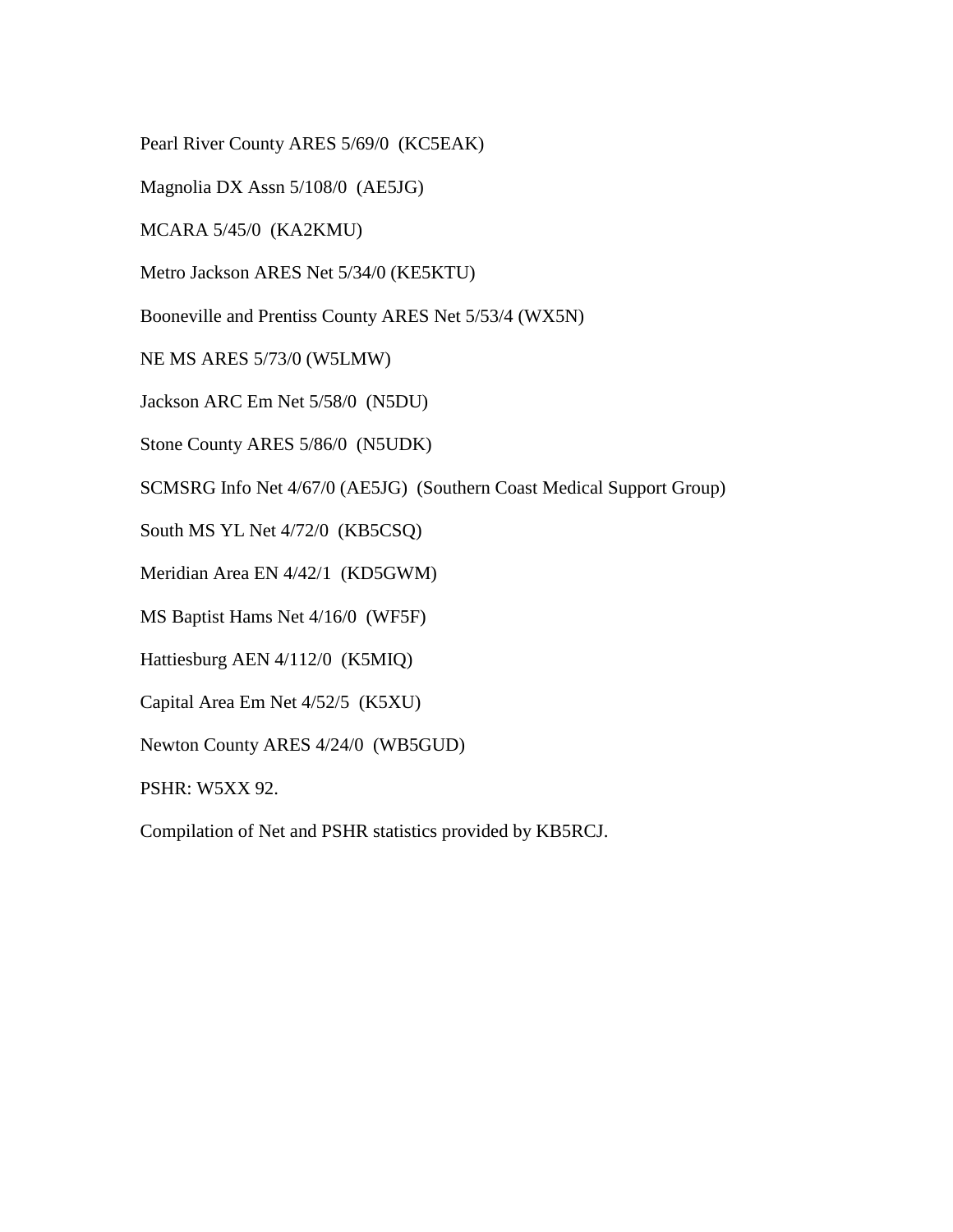Pearl River County ARES 5/69/0 (KC5EAK)

Magnolia DX Assn 5/108/0 (AE5JG)

MCARA 5/45/0 (KA2KMU)

Metro Jackson ARES Net 5/34/0 (KE5KTU)

Booneville and Prentiss County ARES Net 5/53/4 (WX5N)

NE MS ARES 5/73/0 (W5LMW)

Jackson ARC Em Net 5/58/0 (N5DU)

Stone County ARES 5/86/0 (N5UDK)

SCMSRG Info Net 4/67/0 (AE5JG) (Southern Coast Medical Support Group)

South MS YL Net 4/72/0 (KB5CSQ)

Meridian Area EN 4/42/1 (KD5GWM)

MS Baptist Hams Net 4/16/0 (WF5F)

Hattiesburg AEN 4/112/0 (K5MIQ)

Capital Area Em Net 4/52/5 (K5XU)

Newton County ARES 4/24/0 (WB5GUD)

PSHR: W5XX 92.

Compilation of Net and PSHR statistics provided by KB5RCJ.